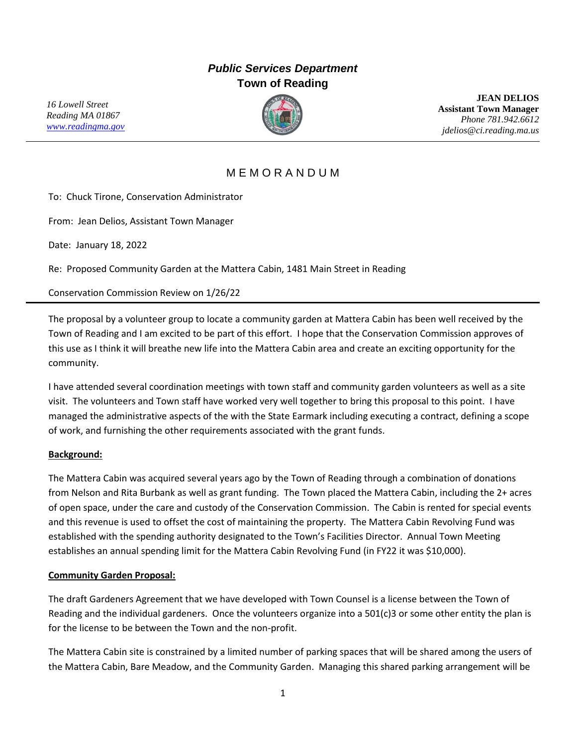*Public Services Department*
**Town of Reading**

*16 Lowell Street*
*Reading MA 01867*
*www.readingma.gov*

**JEAN DELIOS**
**Assistant Town Manager**
*Phone 781.942.6612*
*jdelios@ci.reading.ma.us*

# MEMORANDUM

To: Chuck Tirone, Conservation Administrator

From: Jean Delios, Assistant Town Manager

Date: January 18, 2022

Re: Proposed Community Garden at the Mattera Cabin, 1481 Main Street in Reading

Conservation Commission Review on 1/26/22

---

The proposal by a volunteer group to locate a community garden at Mattera Cabin has been well received by the Town of Reading and I am excited to be part of this effort. I hope that the Conservation Commission approves of this use as I think it will breathe new life into the Mattera Cabin area and create an exciting opportunity for the community.

I have attended several coordination meetings with town staff and community garden volunteers as well as a site visit. The volunteers and Town staff have worked very well together to bring this proposal to this point. I have managed the administrative aspects of the with the State Earmark including executing a contract, defining a scope of work, and furnishing the other requirements associated with the grant funds.

**Background:**

The Mattera Cabin was acquired several years ago by the Town of Reading through a combination of donations from Nelson and Rita Burbank as well as grant funding. The Town placed the Mattera Cabin, including the 2+ acres of open space, under the care and custody of the Conservation Commission. The Cabin is rented for special events and this revenue is used to offset the cost of maintaining the property. The Mattera Cabin Revolving Fund was established with the spending authority designated to the Town's Facilities Director. Annual Town Meeting establishes an annual spending limit for the Mattera Cabin Revolving Fund (in FY22 it was $10,000).

**Community Garden Proposal:**

The draft Gardeners Agreement that we have developed with Town Counsel is a license between the Town of Reading and the individual gardeners. Once the volunteers organize into a 501(c)3 or some other entity the plan is for the license to be between the Town and the non-profit.

The Mattera Cabin site is constrained by a limited number of parking spaces that will be shared among the users of the Mattera Cabin, Bare Meadow, and the Community Garden. Managing this shared parking arrangement will be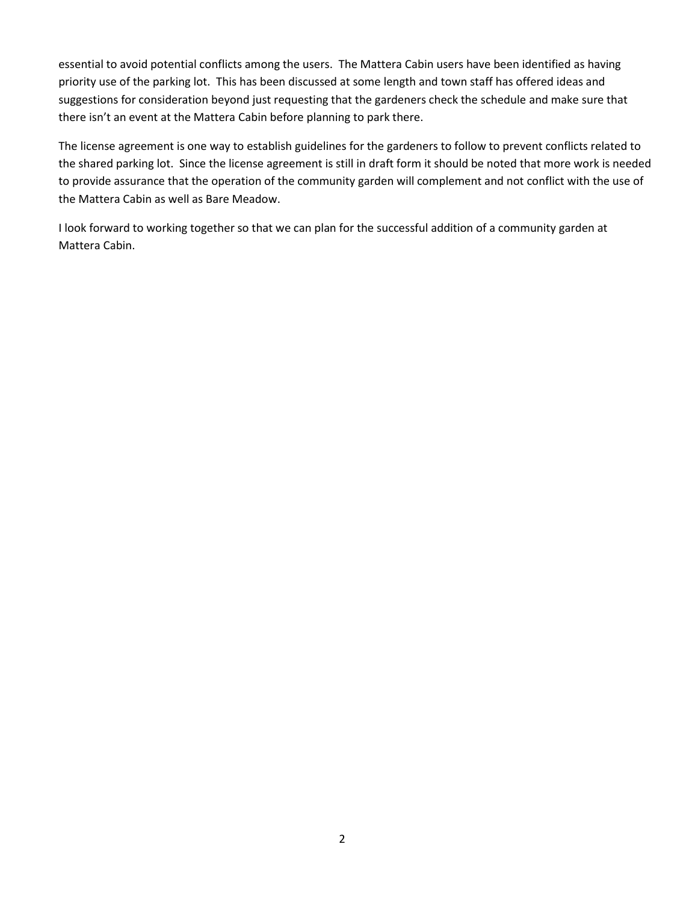essential to avoid potential conflicts among the users. The Mattera Cabin users have been identified as having priority use of the parking lot. This has been discussed at some length and town staff has offered ideas and suggestions for consideration beyond just requesting that the gardeners check the schedule and make sure that there isn't an event at the Mattera Cabin before planning to park there.

The license agreement is one way to establish guidelines for the gardeners to follow to prevent conflicts related to the shared parking lot. Since the license agreement is still in draft form it should be noted that more work is needed to provide assurance that the operation of the community garden will complement and not conflict with the use of the Mattera Cabin as well as Bare Meadow.

I look forward to working together so that we can plan for the successful addition of a community garden at Mattera Cabin.